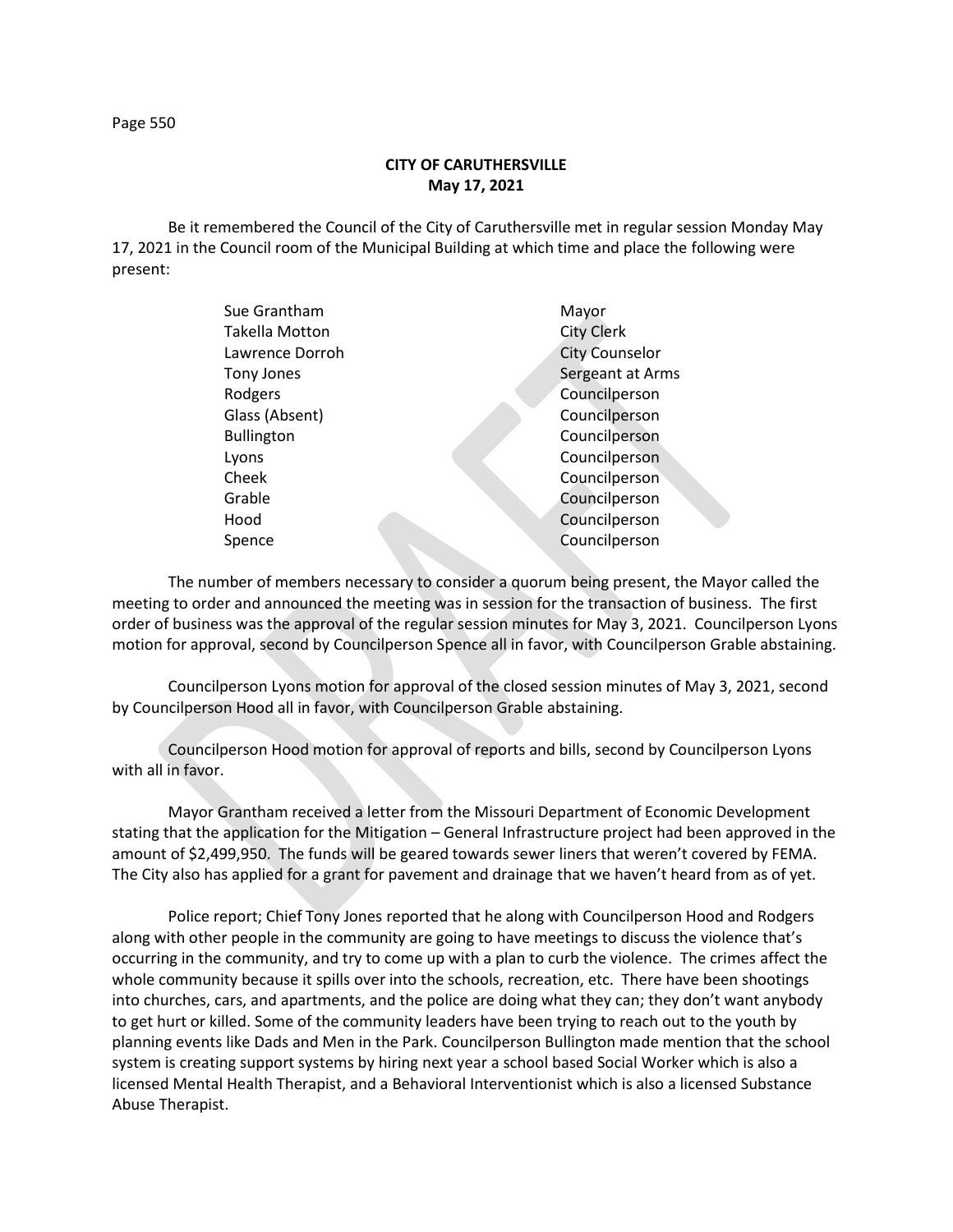**CITY OF CARUTHERSVILLE**
**May 17, 2021**

Be it remembered the Council of the City of Caruthersville met in regular session Monday May 17, 2021 in the Council room of the Municipal Building at which time and place the following were present:

| | |
|---|---|
| Sue Grantham | Mayor |
| Takella Motton | City Clerk |
| Lawrence Dorroh | City Counselor |
| Tony Jones | Sergeant at Arms |
| Rodgers | Councilperson |
| Glass (Absent) | Councilperson |
| Bullington | Councilperson |
| Lyons | Councilperson |
| Cheek | Councilperson |
| Grable | Councilperson |
| Hood | Councilperson |
| Spence | Councilperson |

The number of members necessary to consider a quorum being present, the Mayor called the meeting to order and announced the meeting was in session for the transaction of business. The first order of business was the approval of the regular session minutes for May 3, 2021. Councilperson Lyons motion for approval, second by Councilperson Spence all in favor, with Councilperson Grable abstaining.

Councilperson Lyons motion for approval of the closed session minutes of May 3, 2021, second by Councilperson Hood all in favor, with Councilperson Grable abstaining.

Councilperson Hood motion for approval of reports and bills, second by Councilperson Lyons with all in favor.

Mayor Grantham received a letter from the Missouri Department of Economic Development stating that the application for the Mitigation – General Infrastructure project had been approved in the amount of $2,499,950. The funds will be geared towards sewer liners that weren't covered by FEMA. The City also has applied for a grant for pavement and drainage that we haven't heard from as of yet.

Police report; Chief Tony Jones reported that he along with Councilperson Hood and Rodgers along with other people in the community are going to have meetings to discuss the violence that's occurring in the community, and try to come up with a plan to curb the violence. The crimes affect the whole community because it spills over into the schools, recreation, etc. There have been shootings into churches, cars, and apartments, and the police are doing what they can; they don't want anybody to get hurt or killed. Some of the community leaders have been trying to reach out to the youth by planning events like Dads and Men in the Park. Councilperson Bullington made mention that the school system is creating support systems by hiring next year a school based Social Worker which is also a licensed Mental Health Therapist, and a Behavioral Interventionist which is also a licensed Substance Abuse Therapist.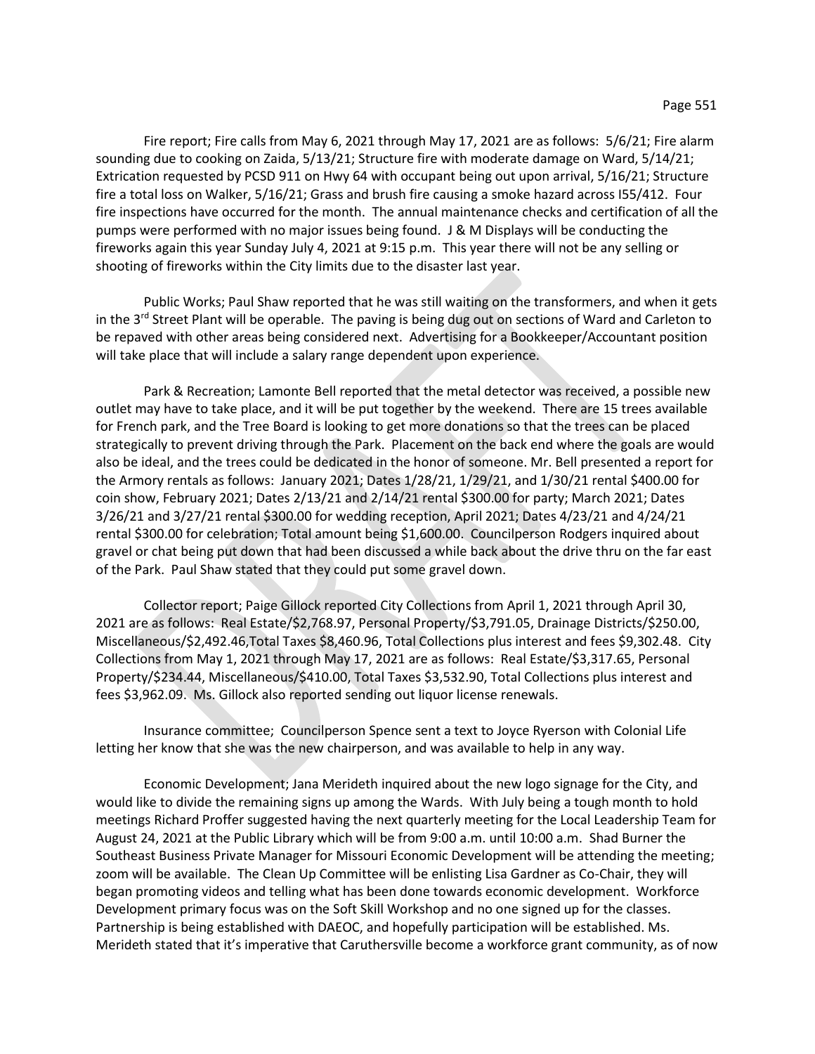Fire report; Fire calls from May 6, 2021 through May 17, 2021 are as follows: 5/6/21; Fire alarm sounding due to cooking on Zaida, 5/13/21; Structure fire with moderate damage on Ward, 5/14/21; Extrication requested by PCSD 911 on Hwy 64 with occupant being out upon arrival, 5/16/21; Structure fire a total loss on Walker, 5/16/21; Grass and brush fire causing a smoke hazard across I55/412. Four fire inspections have occurred for the month. The annual maintenance checks and certification of all the pumps were performed with no major issues being found. J & M Displays will be conducting the fireworks again this year Sunday July 4, 2021 at 9:15 p.m. This year there will not be any selling or shooting of fireworks within the City limits due to the disaster last year.

Public Works; Paul Shaw reported that he was still waiting on the transformers, and when it gets in the 3rd Street Plant will be operable. The paving is being dug out on sections of Ward and Carleton to be repaved with other areas being considered next. Advertising for a Bookkeeper/Accountant position will take place that will include a salary range dependent upon experience.

Park & Recreation; Lamonte Bell reported that the metal detector was received, a possible new outlet may have to take place, and it will be put together by the weekend. There are 15 trees available for French park, and the Tree Board is looking to get more donations so that the trees can be placed strategically to prevent driving through the Park. Placement on the back end where the goals are would also be ideal, and the trees could be dedicated in the honor of someone. Mr. Bell presented a report for the Armory rentals as follows: January 2021; Dates 1/28/21, 1/29/21, and 1/30/21 rental $400.00 for coin show, February 2021; Dates 2/13/21 and 2/14/21 rental $300.00 for party; March 2021; Dates 3/26/21 and 3/27/21 rental $300.00 for wedding reception, April 2021; Dates 4/23/21 and 4/24/21 rental $300.00 for celebration; Total amount being $1,600.00. Councilperson Rodgers inquired about gravel or chat being put down that had been discussed a while back about the drive thru on the far east of the Park. Paul Shaw stated that they could put some gravel down.

Collector report; Paige Gillock reported City Collections from April 1, 2021 through April 30, 2021 are as follows: Real Estate/$2,768.97, Personal Property/$3,791.05, Drainage Districts/$250.00, Miscellaneous/$2,492.46,Total Taxes $8,460.96, Total Collections plus interest and fees $9,302.48. City Collections from May 1, 2021 through May 17, 2021 are as follows: Real Estate/$3,317.65, Personal Property/$234.44, Miscellaneous/$410.00, Total Taxes $3,532.90, Total Collections plus interest and fees $3,962.09. Ms. Gillock also reported sending out liquor license renewals.

Insurance committee; Councilperson Spence sent a text to Joyce Ryerson with Colonial Life letting her know that she was the new chairperson, and was available to help in any way.

Economic Development; Jana Merideth inquired about the new logo signage for the City, and would like to divide the remaining signs up among the Wards. With July being a tough month to hold meetings Richard Proffer suggested having the next quarterly meeting for the Local Leadership Team for August 24, 2021 at the Public Library which will be from 9:00 a.m. until 10:00 a.m. Shad Burner the Southeast Business Private Manager for Missouri Economic Development will be attending the meeting; zoom will be available. The Clean Up Committee will be enlisting Lisa Gardner as Co-Chair, they will began promoting videos and telling what has been done towards economic development. Workforce Development primary focus was on the Soft Skill Workshop and no one signed up for the classes. Partnership is being established with DAEOC, and hopefully participation will be established. Ms. Merideth stated that it's imperative that Caruthersville become a workforce grant community, as of now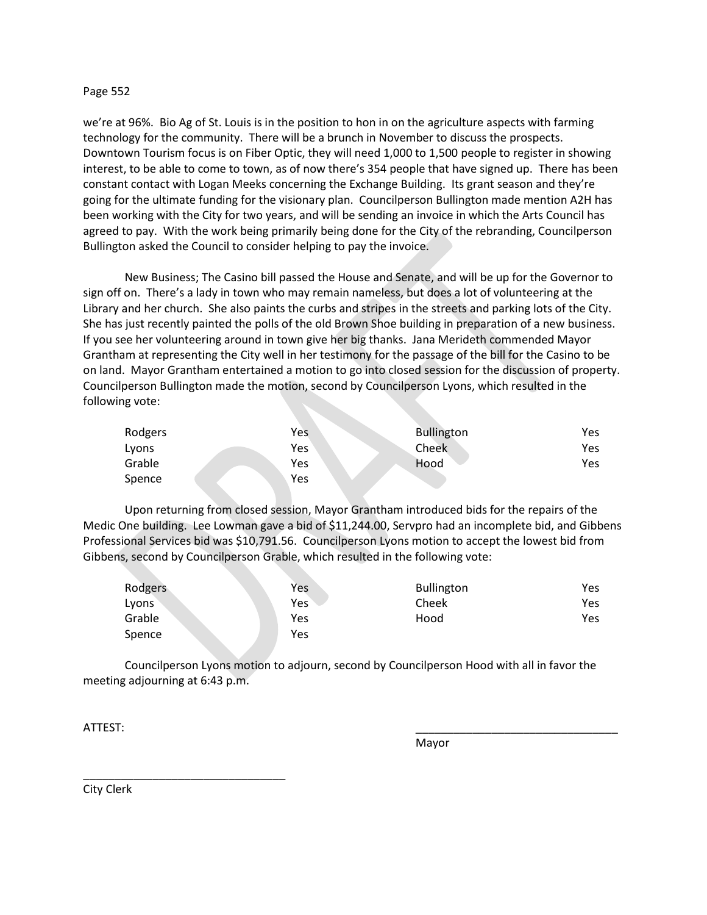we're at 96%. Bio Ag of St. Louis is in the position to hon in on the agriculture aspects with farming technology for the community. There will be a brunch in November to discuss the prospects. Downtown Tourism focus is on Fiber Optic, they will need 1,000 to 1,500 people to register in showing interest, to be able to come to town, as of now there's 354 people that have signed up. There has been constant contact with Logan Meeks concerning the Exchange Building. Its grant season and they're going for the ultimate funding for the visionary plan. Councilperson Bullington made mention A2H has been working with the City for two years, and will be sending an invoice in which the Arts Council has agreed to pay. With the work being primarily being done for the City of the rebranding, Councilperson Bullington asked the Council to consider helping to pay the invoice.

New Business; The Casino bill passed the House and Senate, and will be up for the Governor to sign off on. There's a lady in town who may remain nameless, but does a lot of volunteering at the Library and her church. She also paints the curbs and stripes in the streets and parking lots of the City. She has just recently painted the polls of the old Brown Shoe building in preparation of a new business. If you see her volunteering around in town give her big thanks. Jana Merideth commended Mayor Grantham at representing the City well in her testimony for the passage of the bill for the Casino to be on land. Mayor Grantham entertained a motion to go into closed session for the discussion of property. Councilperson Bullington made the motion, second by Councilperson Lyons, which resulted in the following vote:

| | | | |
|---|---|---|---|
| Rodgers | Yes | Bullington | Yes |
| Lyons | Yes | Cheek | Yes |
| Grable | Yes | Hood | Yes |
| Spence | Yes | | |

Upon returning from closed session, Mayor Grantham introduced bids for the repairs of the Medic One building. Lee Lowman gave a bid of $11,244.00, Servpro had an incomplete bid, and Gibbens Professional Services bid was $10,791.56. Councilperson Lyons motion to accept the lowest bid from Gibbens, second by Councilperson Grable, which resulted in the following vote:

| | | | |
|---|---|---|---|
| Rodgers | Yes | Bullington | Yes |
| Lyons | Yes | Cheek | Yes |
| Grable | Yes | Hood | Yes |
| Spence | Yes | | |

Councilperson Lyons motion to adjourn, second by Councilperson Hood with all in favor the meeting adjourning at 6:43 p.m.

ATTEST:

_______________________________
Mayor

_______________________________
City Clerk